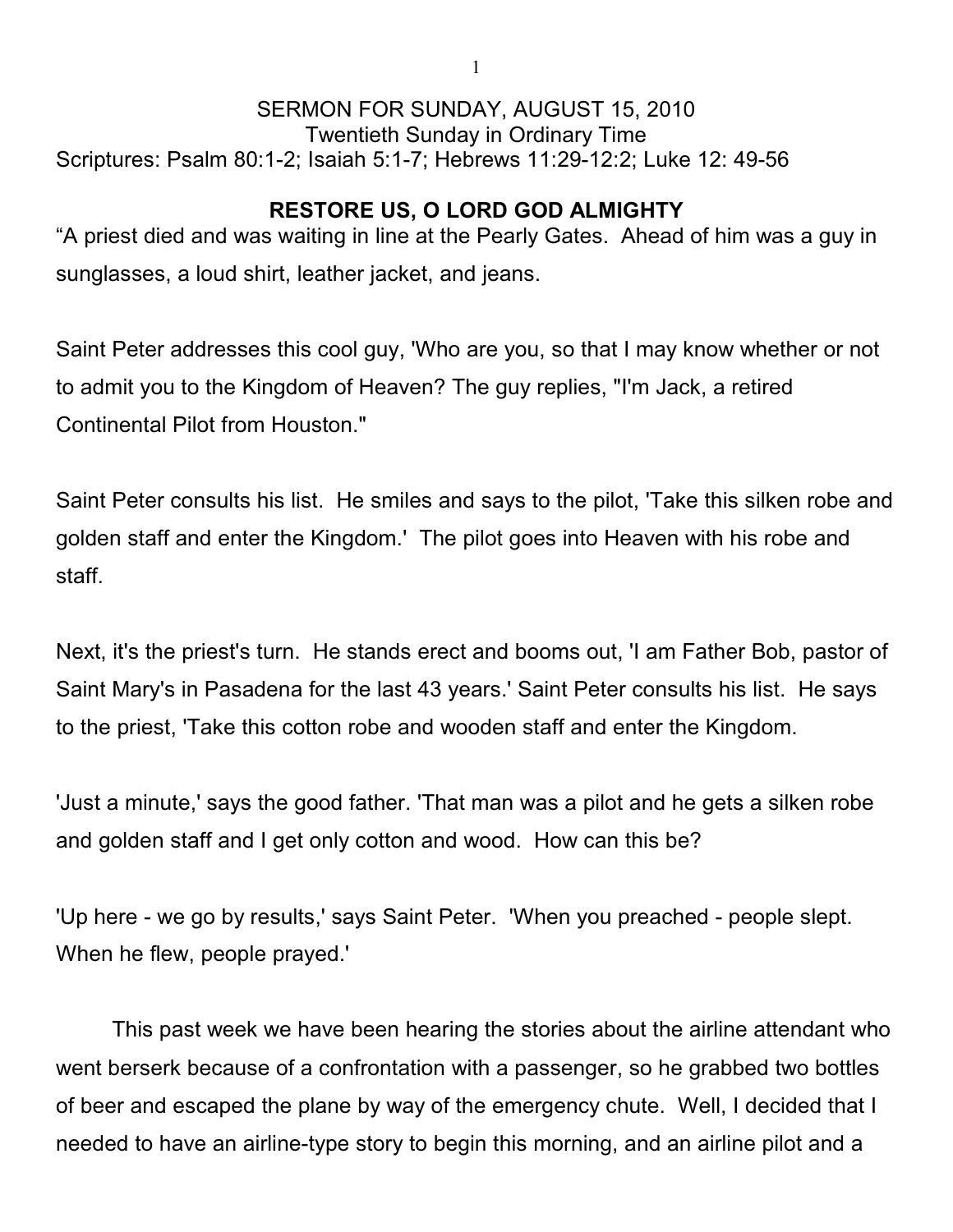SERMON FOR SUNDAY, AUGUST 15, 2010
Twentieth Sunday in Ordinary Time
Scriptures: Psalm 80:1-2; Isaiah 5:1-7; Hebrews 11:29-12:2; Luke 12: 49-56

## RESTORE US, O LORD GOD ALMIGHTY

“A priest died and was waiting in line at the Pearly Gates. Ahead of him was a guy in sunglasses, a loud shirt, leather jacket, and jeans.

Saint Peter addresses this cool guy, 'Who are you, so that I may know whether or not to admit you to the Kingdom of Heaven? The guy replies, "I'm Jack, a retired Continental Pilot from Houston."

Saint Peter consults his list. He smiles and says to the pilot, 'Take this silken robe and golden staff and enter the Kingdom.' The pilot goes into Heaven with his robe and staff.

Next, it's the priest's turn. He stands erect and booms out, 'I am Father Bob, pastor of Saint Mary's in Pasadena for the last 43 years.' Saint Peter consults his list. He says to the priest, 'Take this cotton robe and wooden staff and enter the Kingdom.

'Just a minute,' says the good father. 'That man was a pilot and he gets a silken robe and golden staff and I get only cotton and wood. How can this be?

'Up here - we go by results,' says Saint Peter. 'When you preached - people slept. When he flew, people prayed.'

This past week we have been hearing the stories about the airline attendant who went berserk because of a confrontation with a passenger, so he grabbed two bottles of beer and escaped the plane by way of the emergency chute. Well, I decided that I needed to have an airline-type story to begin this morning, and an airline pilot and a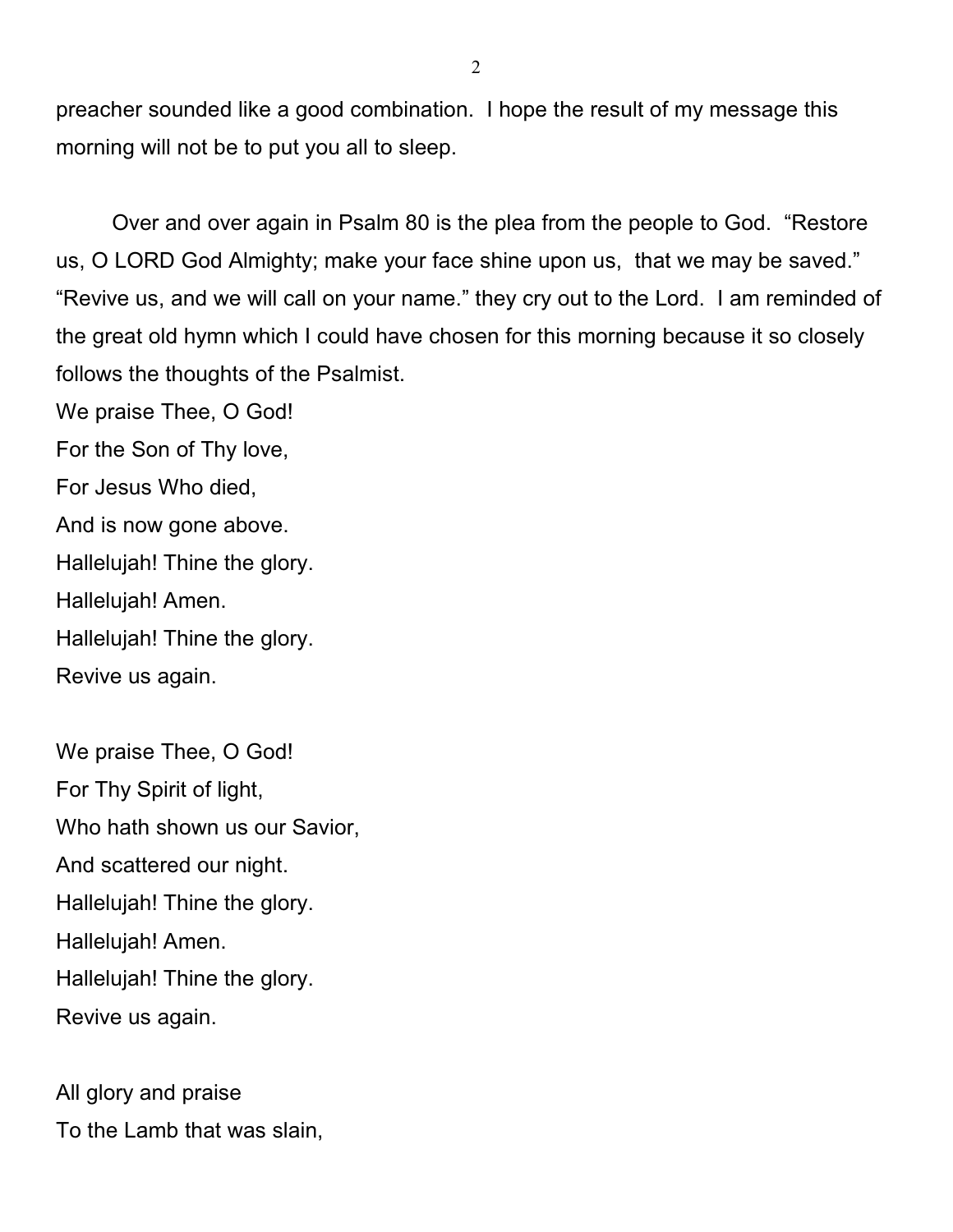preacher sounded like a good combination. I hope the result of my message this morning will not be to put you all to sleep.

Over and over again in Psalm 80 is the plea from the people to God. “Restore us, O LORD God Almighty; make your face shine upon us, that we may be saved.” “Revive us, and we will call on your name.” they cry out to the Lord. I am reminded of the great old hymn which I could have chosen for this morning because it so closely follows the thoughts of the Psalmist.

We praise Thee, O God!  
For the Son of Thy love,  
For Jesus Who died,  
And is now gone above.  
Hallelujah! Thine the glory.  
Hallelujah! Amen.  
Hallelujah! Thine the glory.  
Revive us again.

We praise Thee, O God!  
For Thy Spirit of light,  
Who hath shown us our Savior,  
And scattered our night.  
Hallelujah! Thine the glory.  
Hallelujah! Amen.  
Hallelujah! Thine the glory.  
Revive us again.

All glory and praise  
To the Lamb that was slain,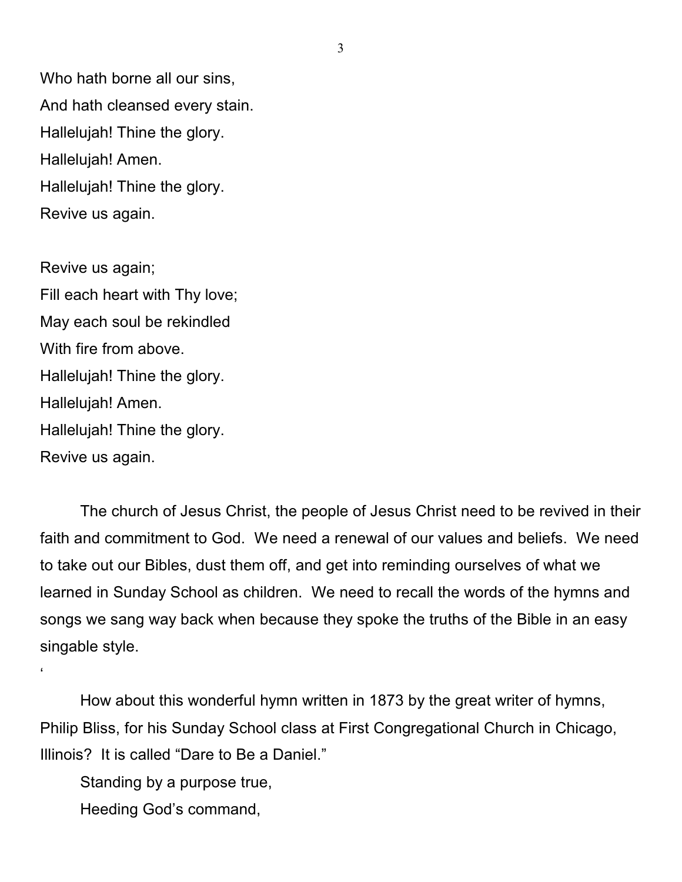Who hath borne all our sins,
And hath cleansed every stain.
Hallelujah! Thine the glory.
Hallelujah! Amen.
Hallelujah! Thine the glory.
Revive us again.

Revive us again;
Fill each heart with Thy love;
May each soul be rekindled
With fire from above.
Hallelujah! Thine the glory.
Hallelujah! Amen.
Hallelujah! Thine the glory.
Revive us again.

The church of Jesus Christ, the people of Jesus Christ need to be revived in their faith and commitment to God. We need a renewal of our values and beliefs. We need to take out our Bibles, dust them off, and get into reminding ourselves of what we learned in Sunday School as children. We need to recall the words of the hymns and songs we sang way back when because they spoke the truths of the Bible in an easy singable style.

'

How about this wonderful hymn written in 1873 by the great writer of hymns, Philip Bliss, for his Sunday School class at First Congregational Church in Chicago, Illinois? It is called "Dare to Be a Daniel."

Standing by a purpose true,
Heeding God's command,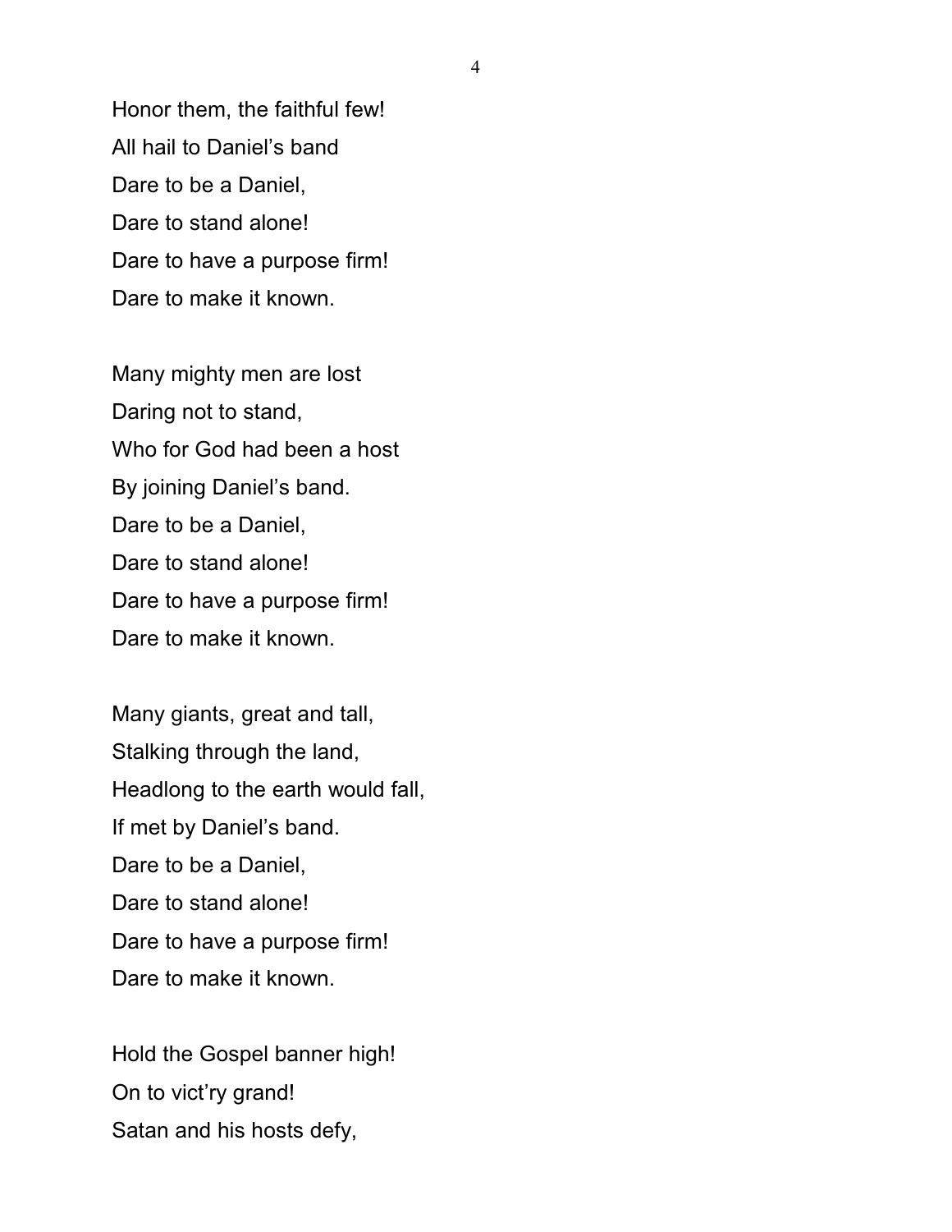Honor them, the faithful few!
All hail to Daniel's band
Dare to be a Daniel,
Dare to stand alone!
Dare to have a purpose firm!
Dare to make it known.

Many mighty men are lost
Daring not to stand,
Who for God had been a host
By joining Daniel's band.
Dare to be a Daniel,
Dare to stand alone!
Dare to have a purpose firm!
Dare to make it known.

Many giants, great and tall,
Stalking through the land,
Headlong to the earth would fall,
If met by Daniel's band.
Dare to be a Daniel,
Dare to stand alone!
Dare to have a purpose firm!
Dare to make it known.

Hold the Gospel banner high!
On to vict'ry grand!
Satan and his hosts defy,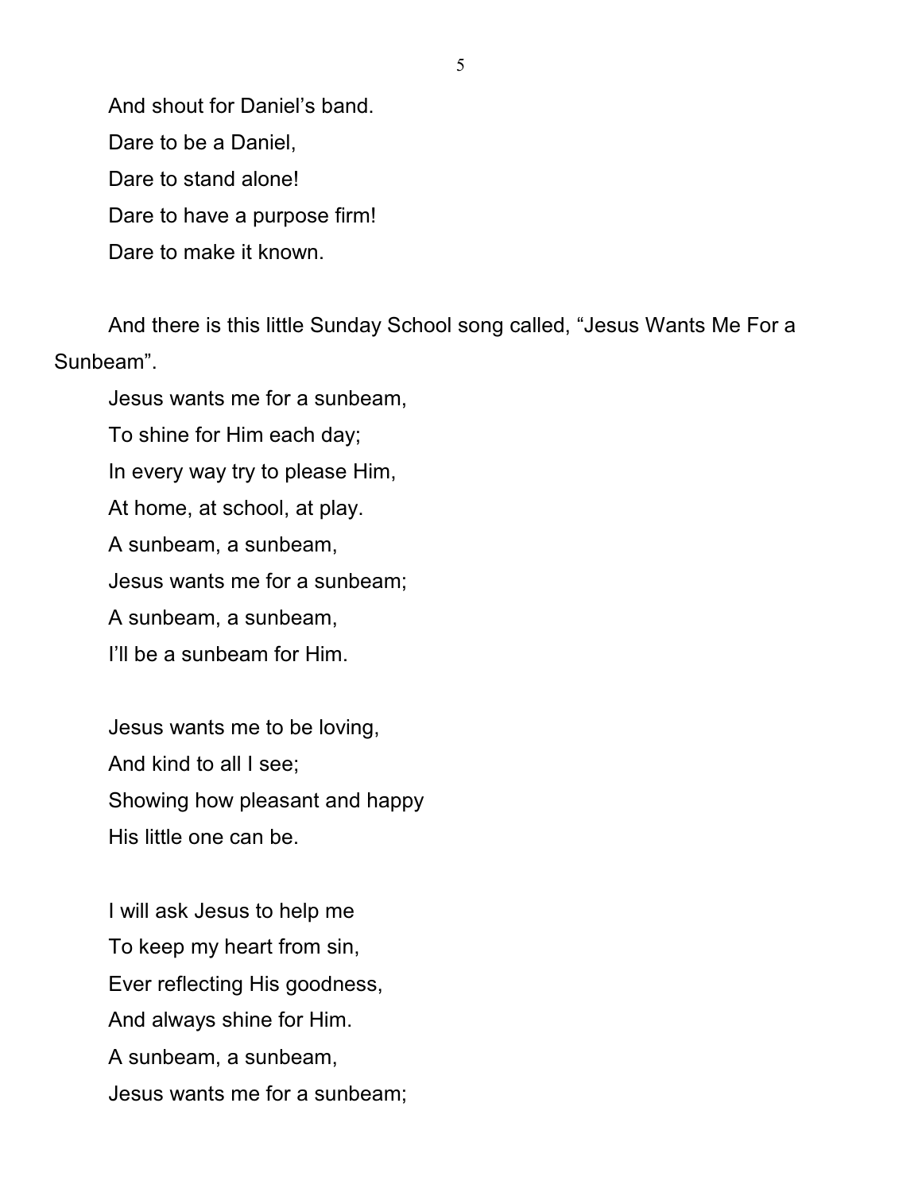And shout for Daniel’s band.
Dare to be a Daniel,
Dare to stand alone!
Dare to have a purpose firm!
Dare to make it known.

And there is this little Sunday School song called, “Jesus Wants Me For a Sunbeam”.

Jesus wants me for a sunbeam,
To shine for Him each day;
In every way try to please Him,
At home, at school, at play.
A sunbeam, a sunbeam,
Jesus wants me for a sunbeam;
A sunbeam, a sunbeam,
I’ll be a sunbeam for Him.

Jesus wants me to be loving,
And kind to all I see;
Showing how pleasant and happy
His little one can be.

I will ask Jesus to help me
To keep my heart from sin,
Ever reflecting His goodness,
And always shine for Him.
A sunbeam, a sunbeam,
Jesus wants me for a sunbeam;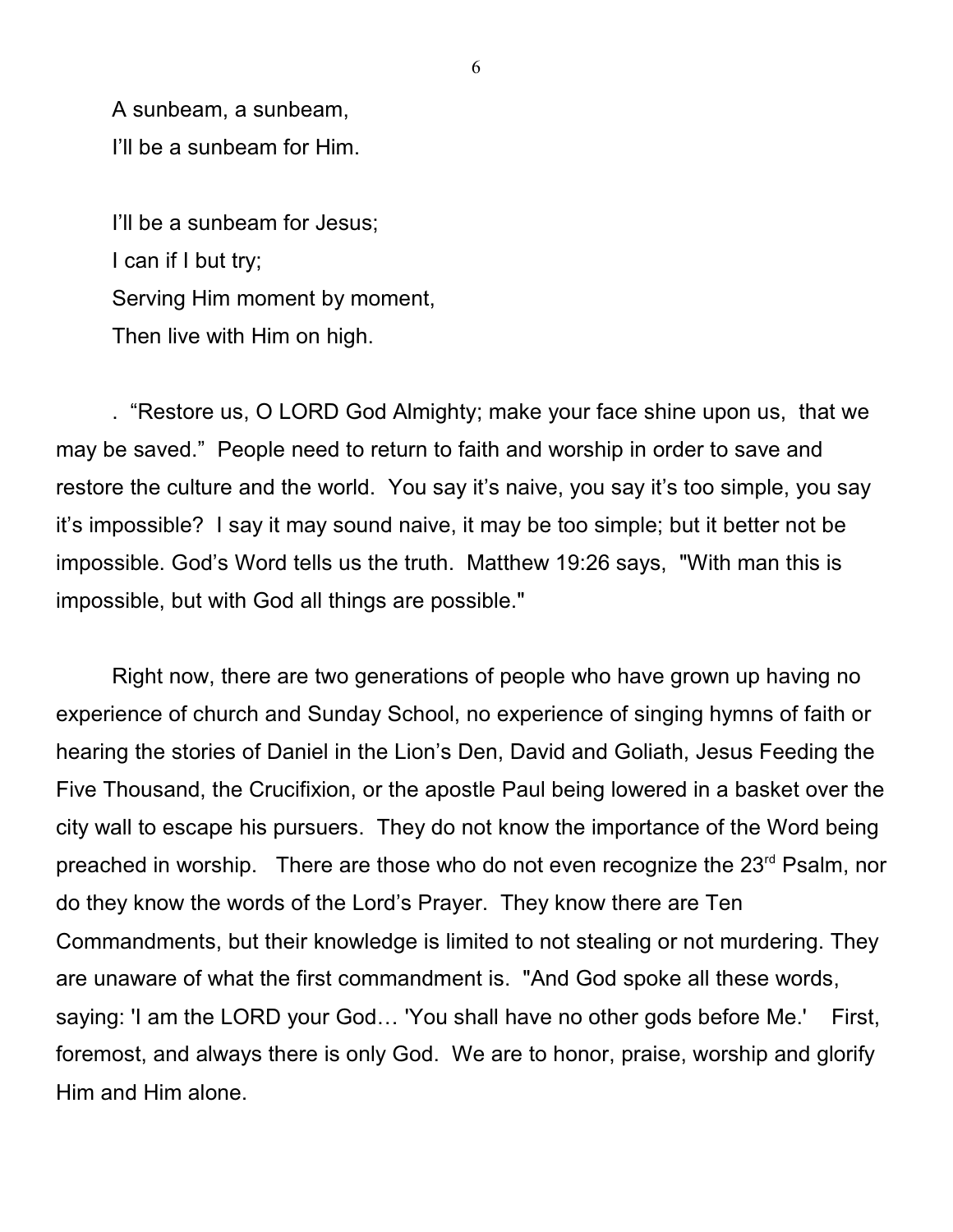A sunbeam, a sunbeam,  
I'll be a sunbeam for Him.

I'll be a sunbeam for Jesus;  
I can if I but try;  
Serving Him moment by moment,  
Then live with Him on high.

. "Restore us, O LORD God Almighty; make your face shine upon us, that we may be saved." People need to return to faith and worship in order to save and restore the culture and the world. You say it's naive, you say it's too simple, you say it's impossible? I say it may sound naive, it may be too simple; but it better not be impossible. God's Word tells us the truth. Matthew 19:26 says, "With man this is impossible, but with God all things are possible."

Right now, there are two generations of people who have grown up having no experience of church and Sunday School, no experience of singing hymns of faith or hearing the stories of Daniel in the Lion's Den, David and Goliath, Jesus Feeding the Five Thousand, the Crucifixion, or the apostle Paul being lowered in a basket over the city wall to escape his pursuers. They do not know the importance of the Word being preached in worship. There are those who do not even recognize the 23rd Psalm, nor do they know the words of the Lord's Prayer. They know there are Ten Commandments, but their knowledge is limited to not stealing or not murdering. They are unaware of what the first commandment is. "And God spoke all these words, saying: 'I am the LORD your God… 'You shall have no other gods before Me.' First, foremost, and always there is only God. We are to honor, praise, worship and glorify Him and Him alone.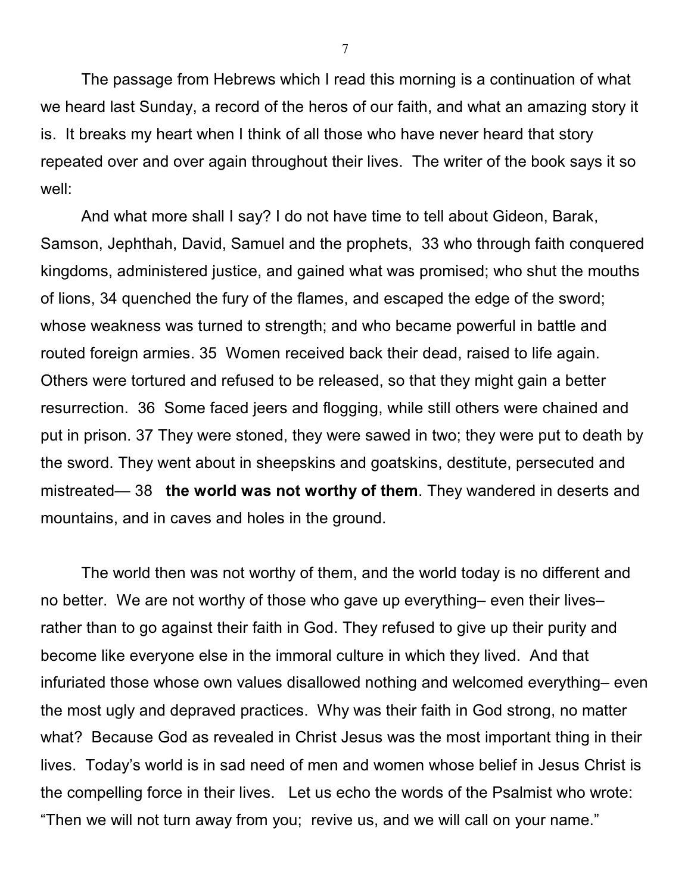The passage from Hebrews which I read this morning is a continuation of what we heard last Sunday, a record of the heros of our faith, and what an amazing story it is. It breaks my heart when I think of all those who have never heard that story repeated over and over again throughout their lives. The writer of the book says it so well:

And what more shall I say? I do not have time to tell about Gideon, Barak, Samson, Jephthah, David, Samuel and the prophets, 33 who through faith conquered kingdoms, administered justice, and gained what was promised; who shut the mouths of lions, 34 quenched the fury of the flames, and escaped the edge of the sword; whose weakness was turned to strength; and who became powerful in battle and routed foreign armies. 35 Women received back their dead, raised to life again. Others were tortured and refused to be released, so that they might gain a better resurrection. 36 Some faced jeers and flogging, while still others were chained and put in prison. 37 They were stoned, they were sawed in two; they were put to death by the sword. They went about in sheepskins and goatskins, destitute, persecuted and mistreated— 38 **the world was not worthy of them**. They wandered in deserts and mountains, and in caves and holes in the ground.

The world then was not worthy of them, and the world today is no different and no better. We are not worthy of those who gave up everything– even their lives– rather than to go against their faith in God. They refused to give up their purity and become like everyone else in the immoral culture in which they lived. And that infuriated those whose own values disallowed nothing and welcomed everything– even the most ugly and depraved practices. Why was their faith in God strong, no matter what? Because God as revealed in Christ Jesus was the most important thing in their lives. Today's world is in sad need of men and women whose belief in Jesus Christ is the compelling force in their lives. Let us echo the words of the Psalmist who wrote: "Then we will not turn away from you; revive us, and we will call on your name."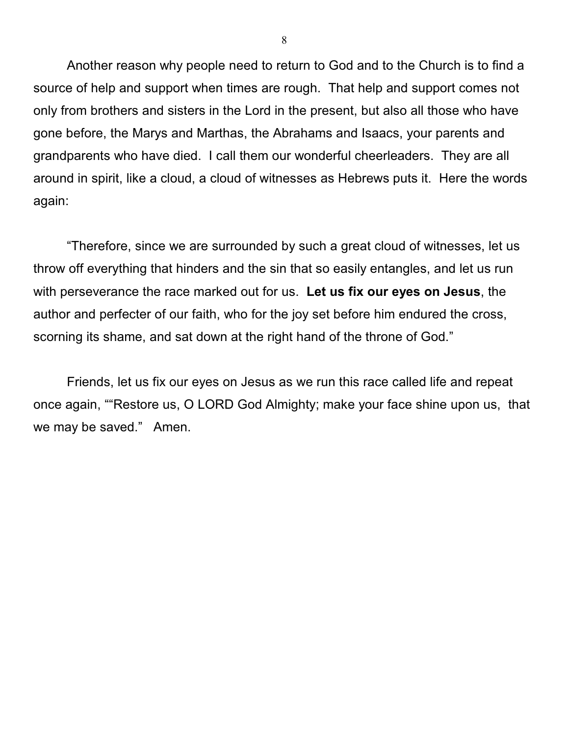Another reason why people need to return to God and to the Church is to find a source of help and support when times are rough. That help and support comes not only from brothers and sisters in the Lord in the present, but also all those who have gone before, the Marys and Marthas, the Abrahams and Isaacs, your parents and grandparents who have died. I call them our wonderful cheerleaders. They are all around in spirit, like a cloud, a cloud of witnesses as Hebrews puts it. Here the words again:

"Therefore, since we are surrounded by such a great cloud of witnesses, let us throw off everything that hinders and the sin that so easily entangles, and let us run with perseverance the race marked out for us. **Let us fix our eyes on Jesus**, the author and perfecter of our faith, who for the joy set before him endured the cross, scorning its shame, and sat down at the right hand of the throne of God."

Friends, let us fix our eyes on Jesus as we run this race called life and repeat once again, ""Restore us, O LORD God Almighty; make your face shine upon us, that we may be saved." Amen.